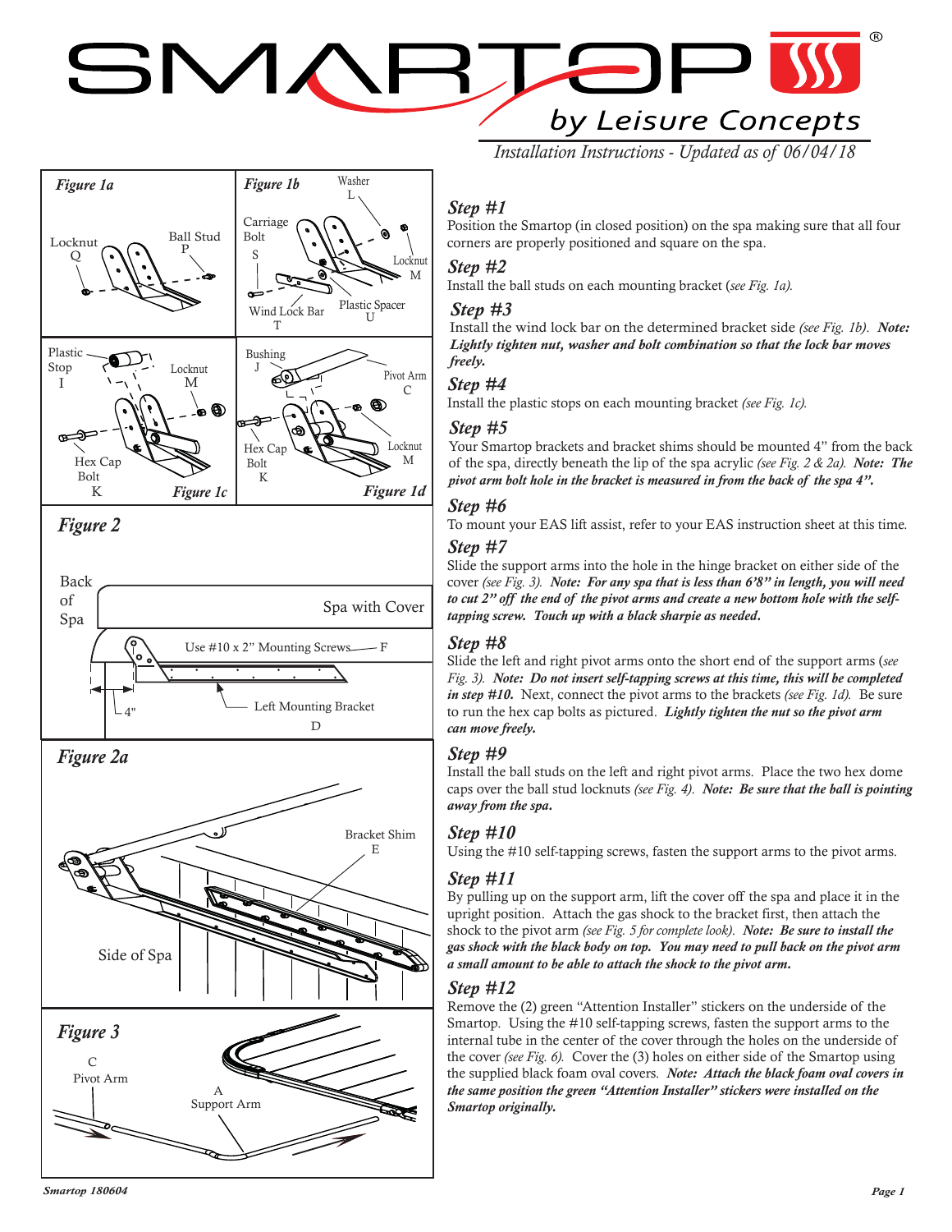# SMARTOP by Leisure Concepts

*Installation Instructions - Updated as of 06/04/18*

**Figure 1a**

Locknut Q, Ball Stud P

**Figure 1b**

Washer L, Carriage Bolt S, Locknut M, Wind Lock Bar T, Plastic Spacer U

**Figure 1c**

Plastic Stop I, Locknut M, Hex Cap Bolt K

**Figure 1d**

Bushing J, Pivot Arm C, Hex Cap Bolt K, Locknut M

**Figure 2**

Back of Spa, Spa with Cover, Use #10 x 2" Mounting Screws F, 4", Left Mounting Bracket D

**Figure 2a**

Bracket Shim E, Side of Spa

**Figure 3**

C Pivot Arm, A Support Arm

## *Step #1*

Position the Smartop (in closed position) on the spa making sure that all four corners are properly positioned and square on the spa.

## *Step #2*

Install the ball studs on each mounting bracket (*see Fig. 1a).*

## *Step #3*

Install the wind lock bar on the determined bracket side *(see Fig. 1b)*. ***Note: Lightly tighten nut, washer and bolt combination so that the lock bar moves freely.***

## *Step #4*

Install the plastic stops on each mounting bracket *(see Fig. 1c).*

## *Step #5*

Your Smartop brackets and bracket shims should be mounted 4" from the back of the spa, directly beneath the lip of the spa acrylic *(see Fig. 2 & 2a)*. ***Note: The pivot arm bolt hole in the bracket is measured in from the back of the spa 4".***

## *Step #6*

To mount your EAS lift assist, refer to your EAS instruction sheet at this time.

## *Step #7*

Slide the support arms into the hole in the hinge bracket on either side of the cover *(see Fig. 3)*. ***Note: For any spa that is less than 6'8" in length, you will need to cut 2" off the end of the pivot arms and create a new bottom hole with the self-tapping screw. Touch up with a black sharpie as needed.***

## *Step #8*

Slide the left and right pivot arms onto the short end of the support arms (*see Fig. 3)*. ***Note: Do not insert self-tapping screws at this time, this will be completed in step #10.*** Next, connect the pivot arms to the brackets *(see Fig. 1d)*. Be sure to run the hex cap bolts as pictured. ***Lightly tighten the nut so the pivot arm can move freely.***

## *Step #9*

Install the ball studs on the left and right pivot arms. Place the two hex dome caps over the ball stud locknuts *(see Fig. 4)*. ***Note: Be sure that the ball is pointing away from the spa.***

## *Step #10*

Using the #10 self-tapping screws, fasten the support arms to the pivot arms.

## *Step #11*

By pulling up on the support arm, lift the cover off the spa and place it in the upright position. Attach the gas shock to the bracket first, then attach the shock to the pivot arm *(see Fig. 5 for complete look)*. ***Note: Be sure to install the gas shock with the black body on top. You may need to pull back on the pivot arm a small amount to be able to attach the shock to the pivot arm.***

## *Step #12*

Remove the (2) green "Attention Installer" stickers on the underside of the Smartop. Using the #10 self-tapping screws, fasten the support arms to the internal tube in the center of the cover through the holes on the underside of the cover *(see Fig. 6)*. Cover the (3) holes on either side of the Smartop using the supplied black foam oval covers. ***Note: Attach the black foam oval covers in the same position the green "Attention Installer" stickers were installed on the Smartop originally.***

*Smartop 180604*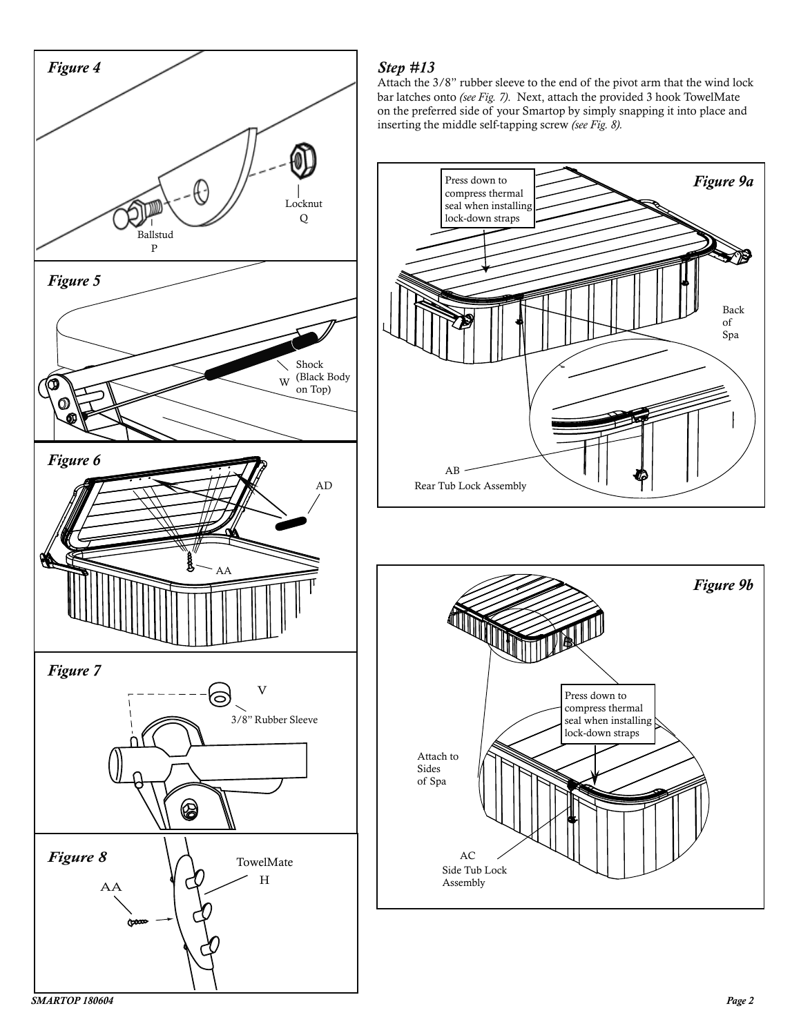*Figure 4*

Ballstud
P

Locknut
Q

*Figure 5*

W

Shock
(Black Body
on Top)

*Figure 6*

AD

AA

*Figure 7*

V

3/8" Rubber Sleeve

*Figure 8*

AA

TowelMate
H

## *Step #13*

Attach the 3/8" rubber sleeve to the end of the pivot arm that the wind lock bar latches onto *(see Fig. 7).* Next, attach the provided 3 hook TowelMate on the preferred side of your Smartop by simply snapping it into place and inserting the middle self-tapping screw *(see Fig. 8).*

*Figure 9a*

Press down to compress thermal seal when installing lock-down straps

Back of Spa

AB
Rear Tub Lock Assembly

*Figure 9b*

Press down to compress thermal seal when installing lock-down straps

Attach to Sides of Spa

AC
Side Tub Lock Assembly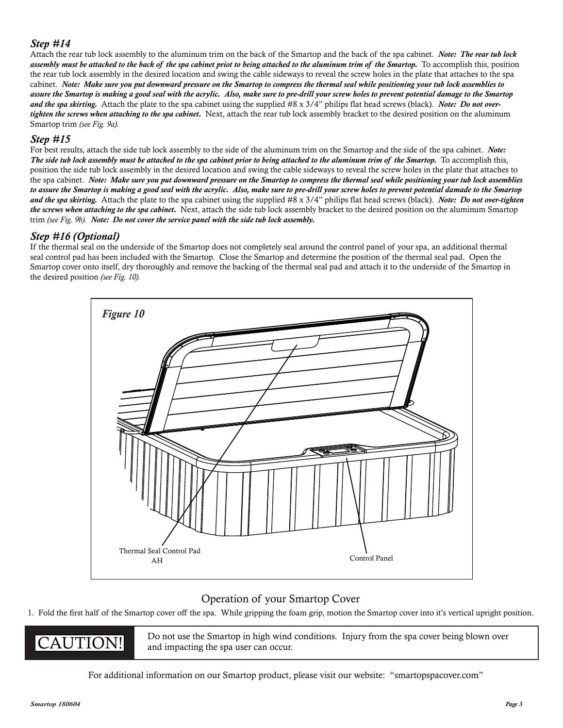### *Step #14*

Attach the rear tub lock assembly to the aluminum trim on the back of the Smartop and the back of the spa cabinet. ***Note: The rear tub lock assembly must be attached to the back of the spa cabinet priot to being attached to the aluminum trim of the Smartop.*** To accomplish this, position the rear tub lock assembly in the desired location and swing the cable sideways to reveal the screw holes in the plate that attaches to the spa cabinet. ***Note: Make sure you put downward pressure on the Smartop to compress the thermal seal while positioning your tub lock assemblies to assure the Smartop is making a good seal with the acrylic. Also, make sure to pre-drill your screw holes to prevent potential damage to the Smartop and the spa skirting.*** Attach the plate to the spa cabinet using the supplied #8 x 3/4" philips flat head screws (black). ***Note: Do not over-tighten the screws when attaching to the spa cabinet.*** Next, attach the rear tub lock assembly bracket to the desired position on the aluminum Smartop trim *(see Fig. 9a).*

### *Step #15*

For best results, attach the side tub lock assembly to the side of the aluminum trim on the Smartop and the side of the spa cabinet. ***Note: The side tub lock assembly must be attached to the spa cabinet prior to being attached to the aluminum trim of the Smartop.*** To accomplish this, position the side tub lock assembly in the desired location and swing the cable sideways to reveal the screw holes in the plate that attaches to the spa cabinet. ***Note: Make sure you put downward pressure on the Smartop to compress the thermal seal while positioning your tub lock assemblies to assure the Smartop is making a good seal with the acrylic. Also, make sure to pre-drill your screw holes to prevent potential damade to the Smartop and the spa skirting.*** Attach the plate to the spa cabinet using the supplied #8 x 3/4" philips flat head screws (black). ***Note: Do not over-tighten the screws when attaching to the spa cabinet.*** Next, attach the side tub lock assembly bracket to the desired position on the aluminum Smartop trim *(see Fig. 9b).* ***Note: Do not cover the service panel with the side tub lock assembly.***

### *Step #16 (Optional)*

If the thermal seal on the underside of the Smartop does not completely seal around the control panel of your spa, an additional thermal seal control pad has been included with the Smartop. Close the Smartop and determine the position of the thermal seal pad. Open the Smartop cover onto itself, dry thoroughly and remove the backing of the thermal seal pad and attach it to the underside of the Smartop in the desired position *(see Fig. 10).*

*Figure 10*

Thermal Seal Control Pad AH

Control Panel

## Operation of your Smartop Cover

1. Fold the first half of the Smartop cover off the spa. While gripping the foam grip, motion the Smartop cover into it's vertical upright position.

| CAUTION! | Do not use the Smartop in high wind conditions. Injury from the spa cover being blown over and impacting the spa user can occur. |
|---|---|

For additional information on our Smartop product, please visit our website: "smartopspacover.com"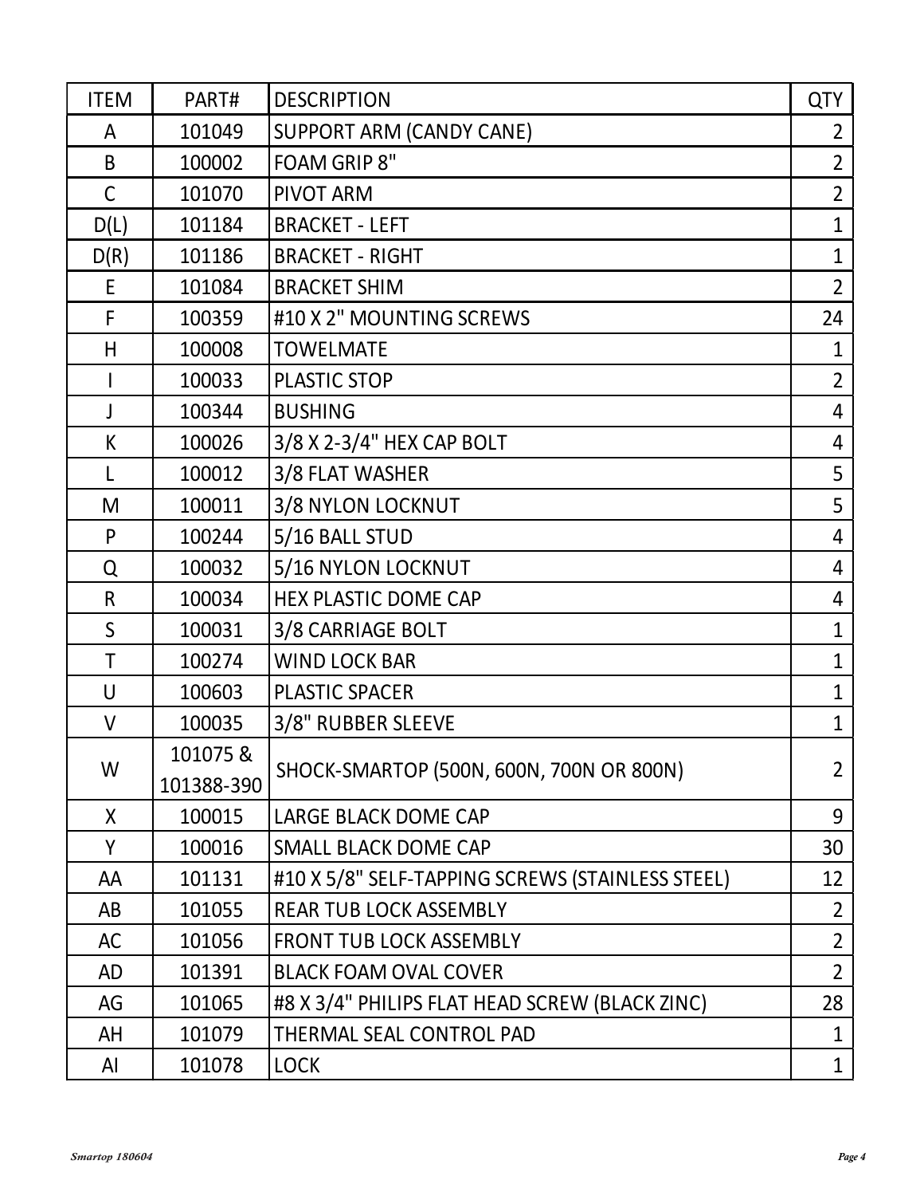| ITEM | PART# | DESCRIPTION | QTY |
|---|---|---|---|
| A | 101049 | SUPPORT ARM (CANDY CANE) | 2 |
| B | 100002 | FOAM GRIP 8" | 2 |
| C | 101070 | PIVOT ARM | 2 |
| D(L) | 101184 | BRACKET - LEFT | 1 |
| D(R) | 101186 | BRACKET - RIGHT | 1 |
| E | 101084 | BRACKET SHIM | 2 |
| F | 100359 | #10 X 2" MOUNTING SCREWS | 24 |
| H | 100008 | TOWELMATE | 1 |
| I | 100033 | PLASTIC STOP | 2 |
| J | 100344 | BUSHING | 4 |
| K | 100026 | 3/8 X 2-3/4" HEX CAP BOLT | 4 |
| L | 100012 | 3/8 FLAT WASHER | 5 |
| M | 100011 | 3/8 NYLON LOCKNUT | 5 |
| P | 100244 | 5/16 BALL STUD | 4 |
| Q | 100032 | 5/16 NYLON LOCKNUT | 4 |
| R | 100034 | HEX PLASTIC DOME CAP | 4 |
| S | 100031 | 3/8 CARRIAGE BOLT | 1 |
| T | 100274 | WIND LOCK BAR | 1 |
| U | 100603 | PLASTIC SPACER | 1 |
| V | 100035 | 3/8" RUBBER SLEEVE | 1 |
| W | 101075 & 101388-390 | SHOCK-SMARTOP (500N, 600N, 700N OR 800N) | 2 |
| X | 100015 | LARGE BLACK DOME CAP | 9 |
| Y | 100016 | SMALL BLACK DOME CAP | 30 |
| AA | 101131 | #10 X 5/8" SELF-TAPPING SCREWS (STAINLESS STEEL) | 12 |
| AB | 101055 | REAR TUB LOCK ASSEMBLY | 2 |
| AC | 101056 | FRONT TUB LOCK ASSEMBLY | 2 |
| AD | 101391 | BLACK FOAM OVAL COVER | 2 |
| AG | 101065 | #8 X 3/4" PHILIPS FLAT HEAD SCREW (BLACK ZINC) | 28 |
| AH | 101079 | THERMAL SEAL CONTROL PAD | 1 |
| AI | 101078 | LOCK | 1 |